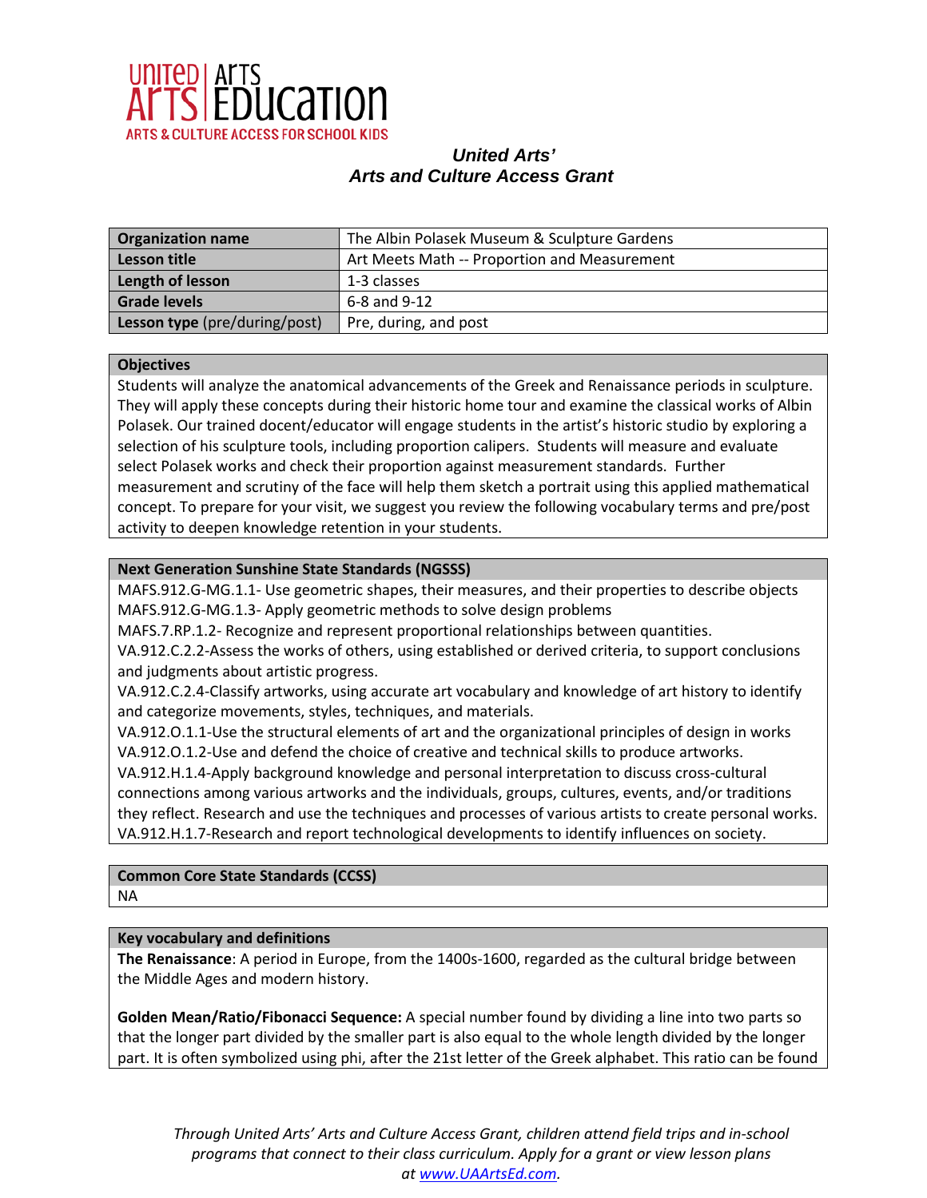UNITED ARTS | ARTS EDUCATION
ARTS & CULTURE ACCESS FOR SCHOOL KIDS

## *United Arts' Arts and Culture Access Grant*

| **Organization name** | The Albin Polasek Museum & Sculpture Gardens |
|---|---|
| **Lesson title** | Art Meets Math -- Proportion and Measurement |
| **Length of lesson** | 1-3 classes |
| **Grade levels** | 6-8 and 9-12 |
| **Lesson type** (pre/during/post) | Pre, during, and post |

**Objectives**

Students will analyze the anatomical advancements of the Greek and Renaissance periods in sculpture. They will apply these concepts during their historic home tour and examine the classical works of Albin Polasek. Our trained docent/educator will engage students in the artist's historic studio by exploring a selection of his sculpture tools, including proportion calipers. Students will measure and evaluate select Polasek works and check their proportion against measurement standards. Further measurement and scrutiny of the face will help them sketch a portrait using this applied mathematical concept. To prepare for your visit, we suggest you review the following vocabulary terms and pre/post activity to deepen knowledge retention in your students.

**Next Generation Sunshine State Standards (NGSSS)**

MAFS.912.G-MG.1.1- Use geometric shapes, their measures, and their properties to describe objects
MAFS.912.G-MG.1.3- Apply geometric methods to solve design problems
MAFS.7.RP.1.2- Recognize and represent proportional relationships between quantities.
VA.912.C.2.2-Assess the works of others, using established or derived criteria, to support conclusions and judgments about artistic progress.
VA.912.C.2.4-Classify artworks, using accurate art vocabulary and knowledge of art history to identify and categorize movements, styles, techniques, and materials.
VA.912.O.1.1-Use the structural elements of art and the organizational principles of design in works
VA.912.O.1.2-Use and defend the choice of creative and technical skills to produce artworks.
VA.912.H.1.4-Apply background knowledge and personal interpretation to discuss cross-cultural connections among various artworks and the individuals, groups, cultures, events, and/or traditions they reflect. Research and use the techniques and processes of various artists to create personal works.
VA.912.H.1.7-Research and report technological developments to identify influences on society.

**Common Core State Standards (CCSS)**

NA

**Key vocabulary and definitions**

**The Renaissance**: A period in Europe, from the 1400s-1600, regarded as the cultural bridge between the Middle Ages and modern history.

**Golden Mean/Ratio/Fibonacci Sequence:** A special number found by dividing a line into two parts so that the longer part divided by the smaller part is also equal to the whole length divided by the longer part. It is often symbolized using phi, after the 21st letter of the Greek alphabet. This ratio can be found

*Through United Arts' Arts and Culture Access Grant, children attend field trips and in-school programs that connect to their class curriculum. Apply for a grant or view lesson plans at [www.UAArtsEd.com](www.UAArtsEd.com).*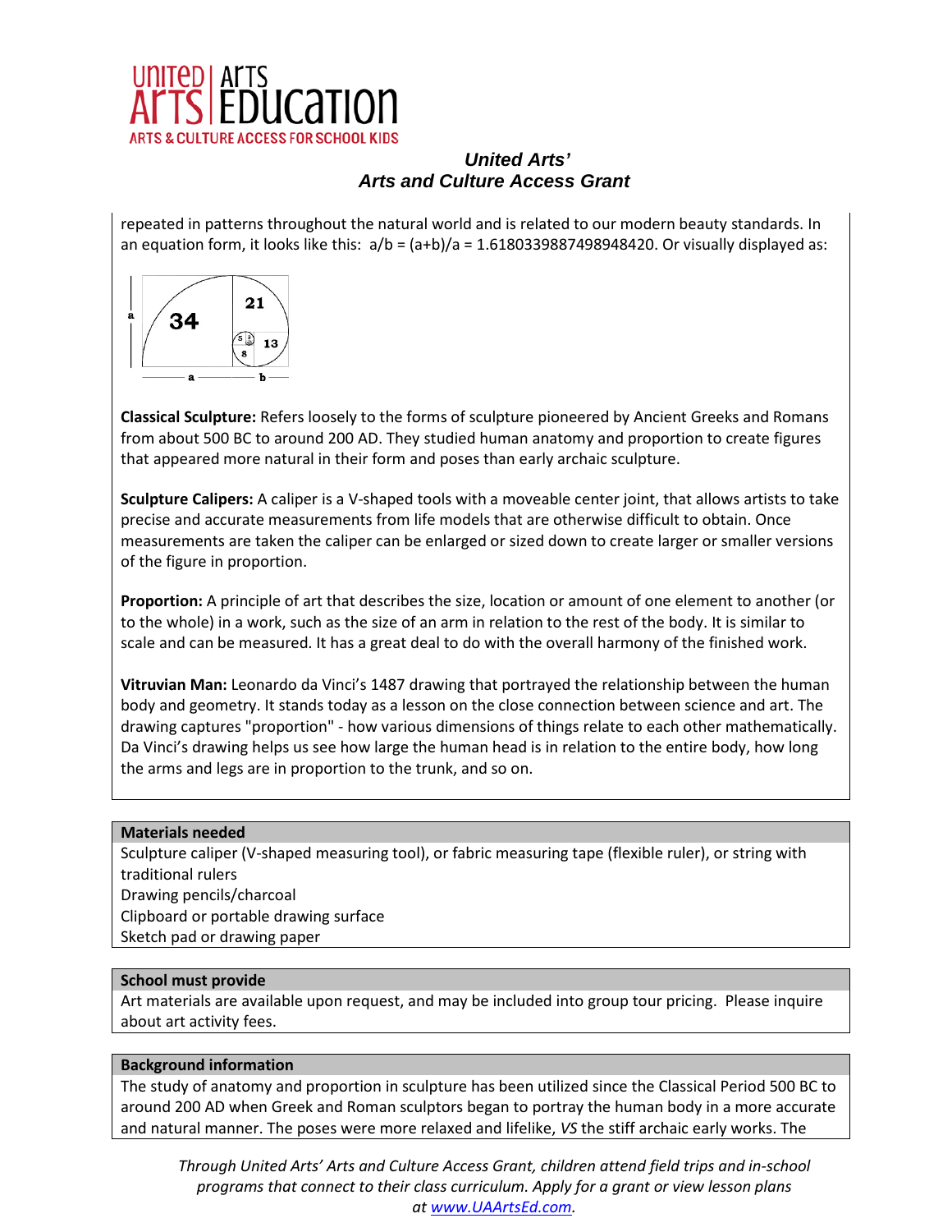repeated in patterns throughout the natural world and is related to our modern beauty standards. In an equation form, it looks like this: $a/b = (a+b)/a = 1.6180339887498948420$. Or visually displayed as:

**Classical Sculpture:** Refers loosely to the forms of sculpture pioneered by Ancient Greeks and Romans from about 500 BC to around 200 AD. They studied human anatomy and proportion to create figures that appeared more natural in their form and poses than early archaic sculpture.

**Sculpture Calipers:** A caliper is a V-shaped tools with a moveable center joint, that allows artists to take precise and accurate measurements from life models that are otherwise difficult to obtain. Once measurements are taken the caliper can be enlarged or sized down to create larger or smaller versions of the figure in proportion.

**Proportion:** A principle of art that describes the size, location or amount of one element to another (or to the whole) in a work, such as the size of an arm in relation to the rest of the body. It is similar to scale and can be measured. It has a great deal to do with the overall harmony of the finished work.

**Vitruvian Man:** Leonardo da Vinci's 1487 drawing that portrayed the relationship between the human body and geometry. It stands today as a lesson on the close connection between science and art. The drawing captures "proportion" - how various dimensions of things relate to each other mathematically. Da Vinci's drawing helps us see how large the human head is in relation to the entire body, how long the arms and legs are in proportion to the trunk, and so on.

## Materials needed

Sculpture caliper (V-shaped measuring tool), or fabric measuring tape (flexible ruler), or string with traditional rulers
Drawing pencils/charcoal
Clipboard or portable drawing surface
Sketch pad or drawing paper

## School must provide

Art materials are available upon request, and may be included into group tour pricing. Please inquire about art activity fees.

## Background information

The study of anatomy and proportion in sculpture has been utilized since the Classical Period 500 BC to around 200 AD when Greek and Roman sculptors began to portray the human body in a more accurate and natural manner. The poses were more relaxed and lifelike, *VS* the stiff archaic early works. The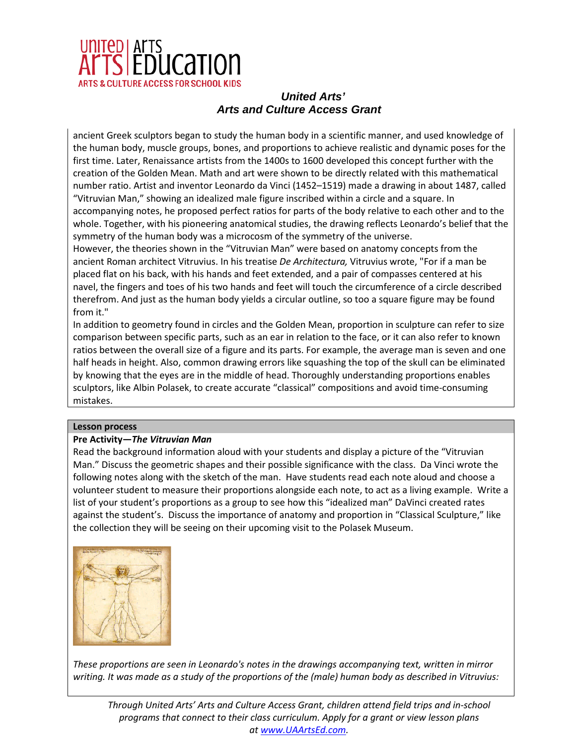ancient Greek sculptors began to study the human body in a scientific manner, and used knowledge of the human body, muscle groups, bones, and proportions to achieve realistic and dynamic poses for the first time. Later, Renaissance artists from the 1400s to 1600 developed this concept further with the creation of the Golden Mean. Math and art were shown to be directly related with this mathematical number ratio. Artist and inventor Leonardo da Vinci (1452–1519) made a drawing in about 1487, called "Vitruvian Man," showing an idealized male figure inscribed within a circle and a square. In accompanying notes, he proposed perfect ratios for parts of the body relative to each other and to the whole. Together, with his pioneering anatomical studies, the drawing reflects Leonardo's belief that the symmetry of the human body was a microcosm of the symmetry of the universe.

However, the theories shown in the "Vitruvian Man" were based on anatomy concepts from the ancient Roman architect Vitruvius. In his treatise *De Architectura,* Vitruvius wrote, "For if a man be placed flat on his back, with his hands and feet extended, and a pair of compasses centered at his navel, the fingers and toes of his two hands and feet will touch the circumference of a circle described therefrom. And just as the human body yields a circular outline, so too a square figure may be found from it."

In addition to geometry found in circles and the Golden Mean, proportion in sculpture can refer to size comparison between specific parts, such as an ear in relation to the face, or it can also refer to known ratios between the overall size of a figure and its parts. For example, the average man is seven and one half heads in height. Also, common drawing errors like squashing the top of the skull can be eliminated by knowing that the eyes are in the middle of head. Thoroughly understanding proportions enables sculptors, like Albin Polasek, to create accurate "classical" compositions and avoid time-consuming mistakes.

**Lesson process**

**Pre Activity—*The Vitruvian Man***

Read the background information aloud with your students and display a picture of the "Vitruvian Man." Discuss the geometric shapes and their possible significance with the class. Da Vinci wrote the following notes along with the sketch of the man. Have students read each note aloud and choose a volunteer student to measure their proportions alongside each note, to act as a living example. Write a list of your student's proportions as a group to see how this "idealized man" DaVinci created rates against the student's. Discuss the importance of anatomy and proportion in "Classical Sculpture," like the collection they will be seeing on their upcoming visit to the Polasek Museum.

*These proportions are seen in Leonardo's notes in the drawings accompanying text, written in mirror writing. It was made as a study of the proportions of the (male) human body as described in Vitruvius:*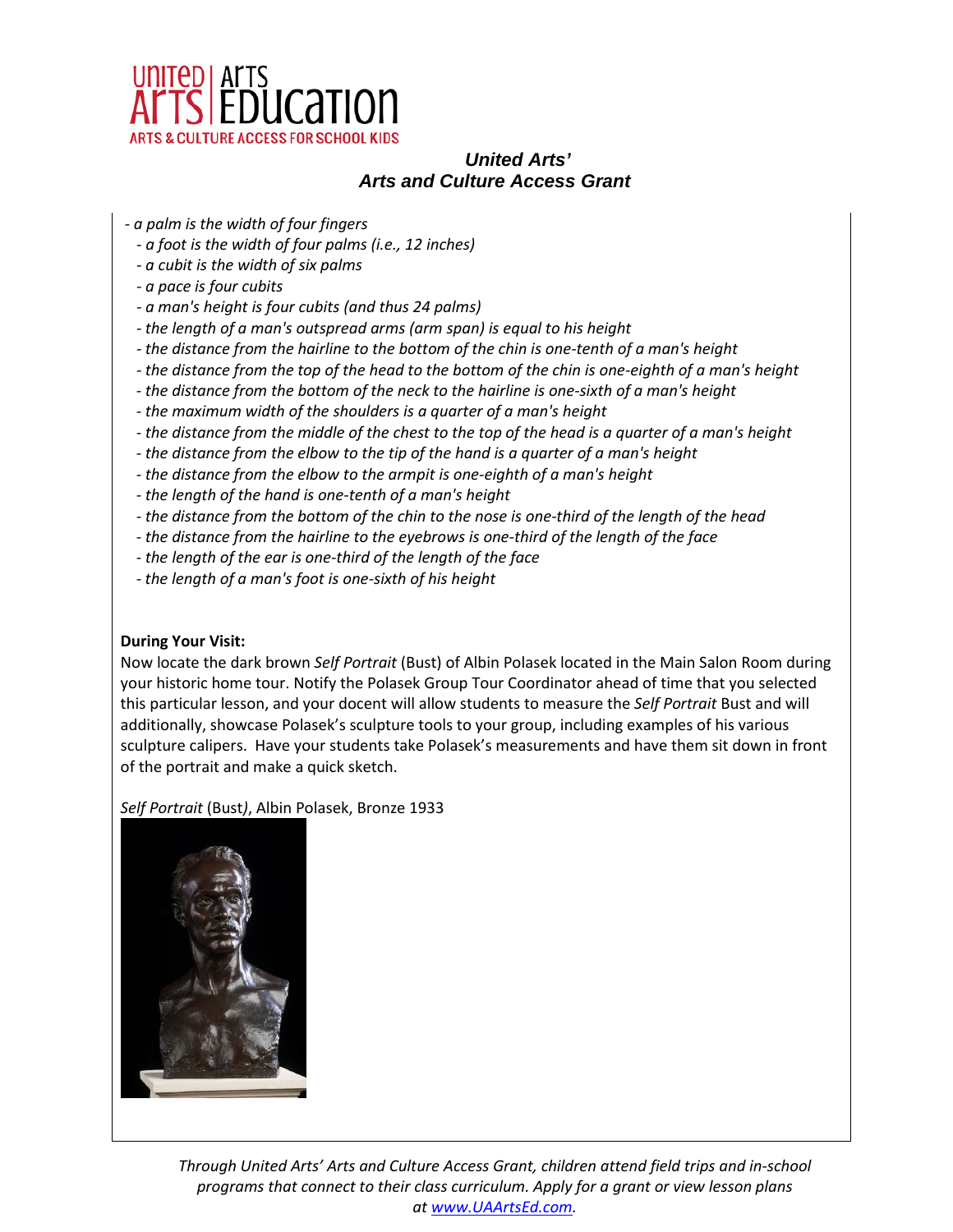- *a palm is the width of four fingers*
- *a foot is the width of four palms (i.e., 12 inches)*
- *a cubit is the width of six palms*
- *a pace is four cubits*
- *a man's height is four cubits (and thus 24 palms)*
- *the length of a man's outspread arms (arm span) is equal to his height*
- *the distance from the hairline to the bottom of the chin is one-tenth of a man's height*
- *the distance from the top of the head to the bottom of the chin is one-eighth of a man's height*
- *the distance from the bottom of the neck to the hairline is one-sixth of a man's height*
- *the maximum width of the shoulders is a quarter of a man's height*
- *the distance from the middle of the chest to the top of the head is a quarter of a man's height*
- *the distance from the elbow to the tip of the hand is a quarter of a man's height*
- *the distance from the elbow to the armpit is one-eighth of a man's height*
- *the length of the hand is one-tenth of a man's height*
- *the distance from the bottom of the chin to the nose is one-third of the length of the head*
- *the distance from the hairline to the eyebrows is one-third of the length of the face*
- *the length of the ear is one-third of the length of the face*
- *the length of a man's foot is one-sixth of his height*

**During Your Visit:**
Now locate the dark brown *Self Portrait* (Bust) of Albin Polasek located in the Main Salon Room during your historic home tour. Notify the Polasek Group Tour Coordinator ahead of time that you selected this particular lesson, and your docent will allow students to measure the *Self Portrait* Bust and will additionally, showcase Polasek's sculpture tools to your group, including examples of his various sculpture calipers. Have your students take Polasek's measurements and have them sit down in front of the portrait and make a quick sketch.

*Self Portrait* (Bust), Albin Polasek, Bronze 1933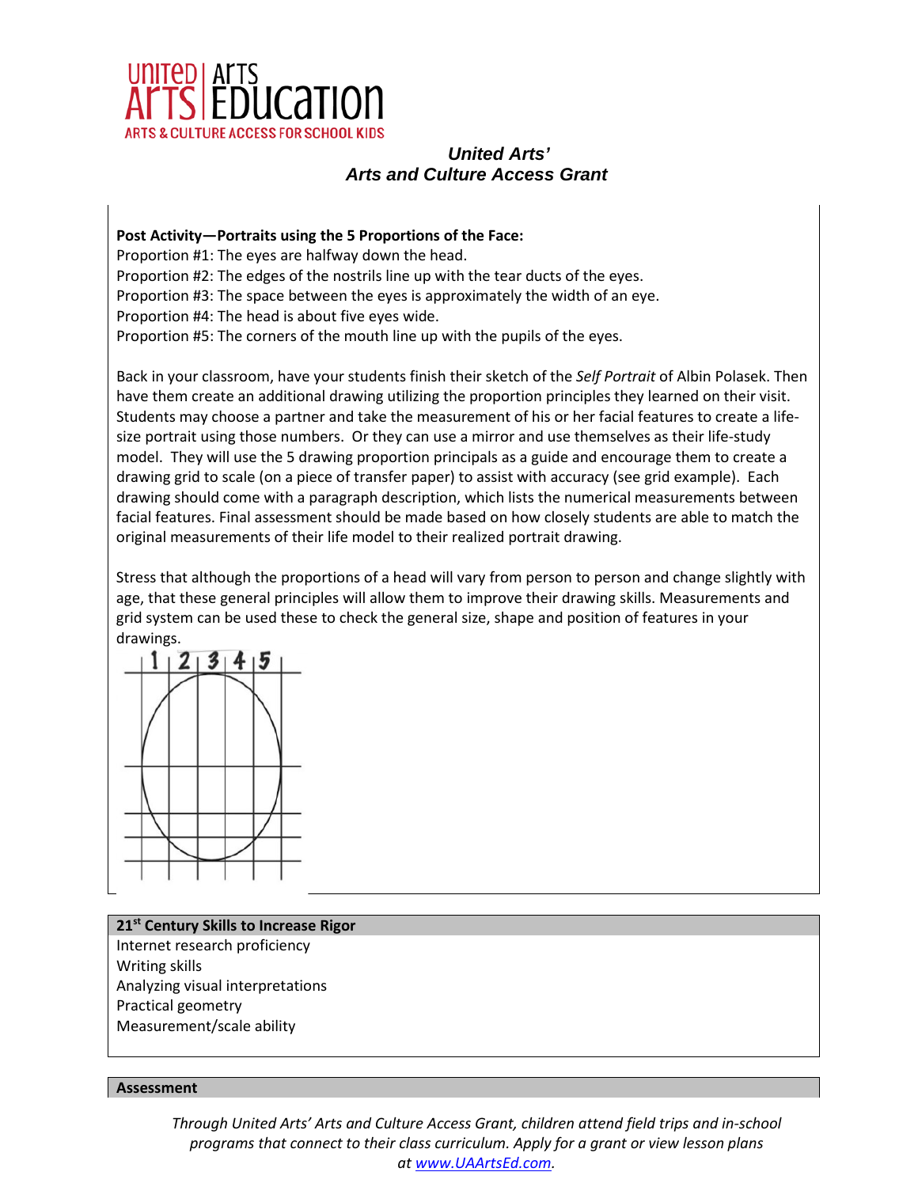**United Arts'**
***Arts and Culture Access Grant***

**Post Activity—Portraits using the 5 Proportions of the Face:**

Proportion #1: The eyes are halfway down the head.
Proportion #2: The edges of the nostrils line up with the tear ducts of the eyes.
Proportion #3: The space between the eyes is approximately the width of an eye.
Proportion #4: The head is about five eyes wide.
Proportion #5: The corners of the mouth line up with the pupils of the eyes.

Back in your classroom, have your students finish their sketch of the *Self Portrait* of Albin Polasek. Then have them create an additional drawing utilizing the proportion principles they learned on their visit. Students may choose a partner and take the measurement of his or her facial features to create a life-size portrait using those numbers. Or they can use a mirror and use themselves as their life-study model. They will use the 5 drawing proportion principals as a guide and encourage them to create a drawing grid to scale (on a piece of transfer paper) to assist with accuracy (see grid example). Each drawing should come with a paragraph description, which lists the numerical measurements between facial features. Final assessment should be made based on how closely students are able to match the original measurements of their life model to their realized portrait drawing.

Stress that although the proportions of a head will vary from person to person and change slightly with age, that these general principles will allow them to improve their drawing skills. Measurements and grid system can be used these to check the general size, shape and position of features in your drawings.

**21st Century Skills to Increase Rigor**

Internet research proficiency
Writing skills
Analyzing visual interpretations
Practical geometry
Measurement/scale ability

**Assessment**

*Through United Arts' Arts and Culture Access Grant, children attend field trips and in-school programs that connect to their class curriculum. Apply for a grant or view lesson plans at [www.UAArtsEd.com](www.UAArtsEd.com).*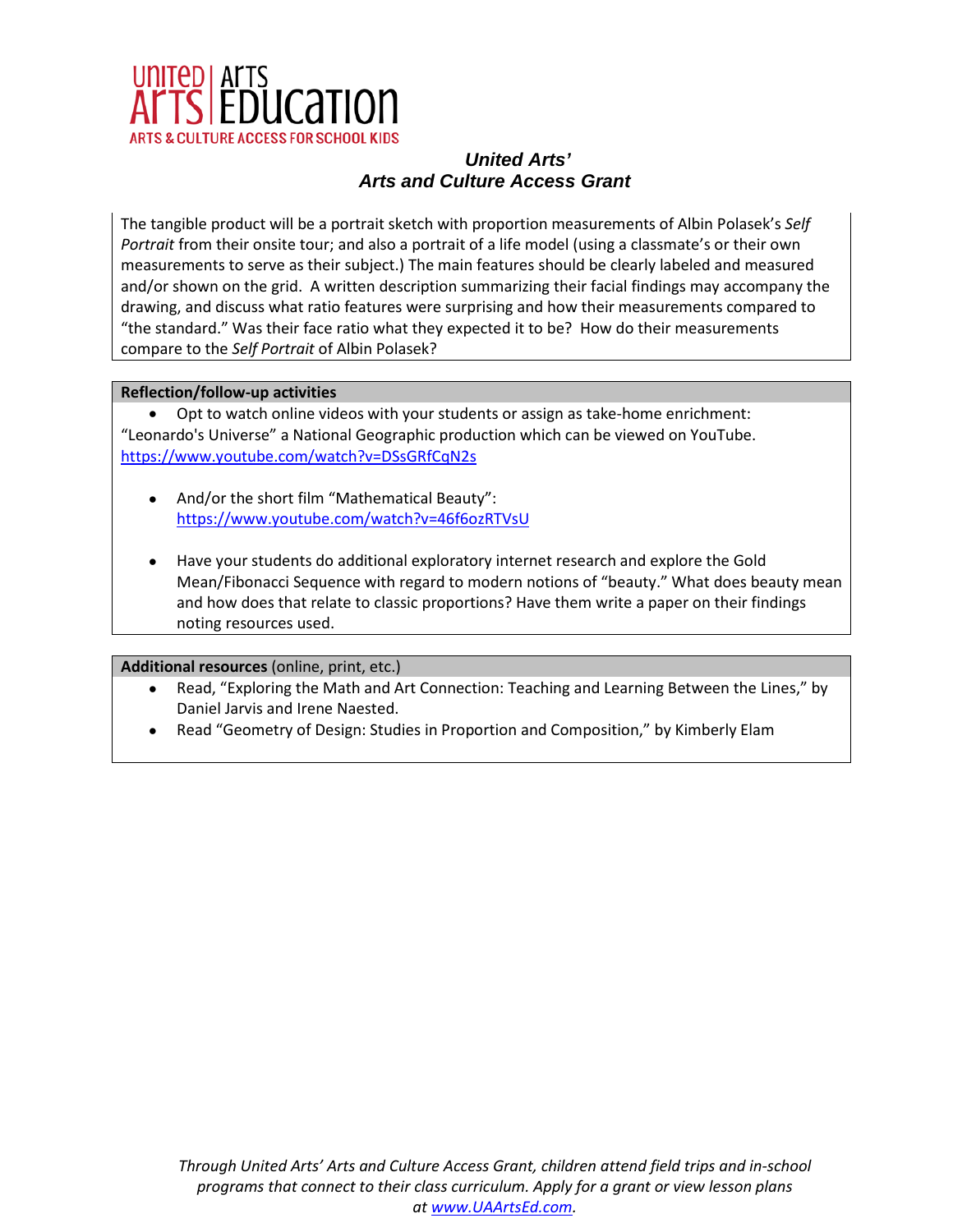# United Arts'
## Arts and Culture Access Grant

The tangible product will be a portrait sketch with proportion measurements of Albin Polasek's *Self Portrait* from their onsite tour; and also a portrait of a life model (using a classmate's or their own measurements to serve as their subject.) The main features should be clearly labeled and measured and/or shown on the grid. A written description summarizing their facial findings may accompany the drawing, and discuss what ratio features were surprising and how their measurements compared to "the standard." Was their face ratio what they expected it to be? How do their measurements compare to the *Self Portrait* of Albin Polasek?

**Reflection/follow-up activities**

- Opt to watch online videos with your students or assign as take-home enrichment: "Leonardo's Universe" a National Geographic production which can be viewed on YouTube. https://www.youtube.com/watch?v=DSsGRfCqN2s

- And/or the short film "Mathematical Beauty": https://www.youtube.com/watch?v=46f6ozRTVsU

- Have your students do additional exploratory internet research and explore the Gold Mean/Fibonacci Sequence with regard to modern notions of "beauty." What does beauty mean and how does that relate to classic proportions? Have them write a paper on their findings noting resources used.

**Additional resources** (online, print, etc.)

- Read, "Exploring the Math and Art Connection: Teaching and Learning Between the Lines," by Daniel Jarvis and Irene Naested.
- Read "Geometry of Design: Studies in Proportion and Composition," by Kimberly Elam

*Through United Arts' Arts and Culture Access Grant, children attend field trips and in-school programs that connect to their class curriculum. Apply for a grant or view lesson plans at www.UAArtsEd.com.*